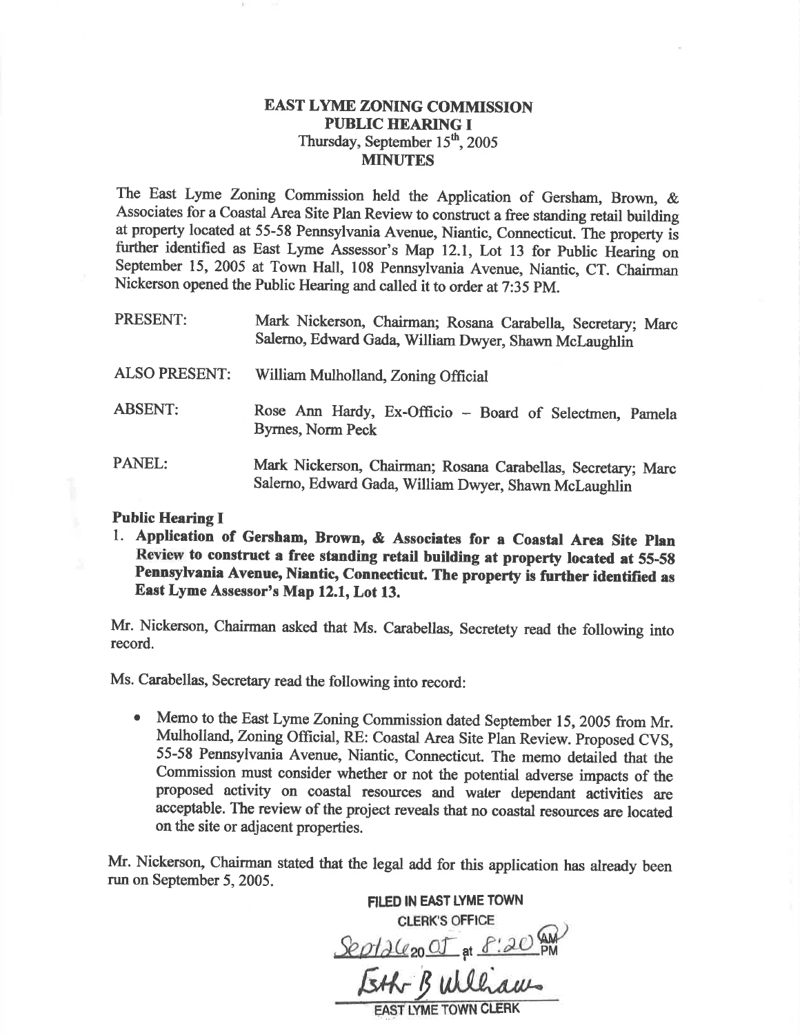# EAST LYME ZONING COMMISSION
## PUBLIC HEARING I
### Thursday, September 15th, 2005
### MINUTES

The East Lyme Zoning Commission held the Application of Gersham, Brown, & Associates for a Coastal Area Site Plan Review to construct a free standing retail building at property located at 55-58 Pennsylvania Avenue, Niantic, Connecticut. The property is further identified as East Lyme Assessor's Map 12.1, Lot 13 for Public Hearing on September 15, 2005 at Town Hall, 108 Pennsylvania Avenue, Niantic, CT. Chairman Nickerson opened the Public Hearing and called it to order at 7:35 PM.

PRESENT: Mark Nickerson, Chairman; Rosana Carabella, Secretary; Marc Salerno, Edward Gada, William Dwyer, Shawn McLaughlin

ALSO PRESENT: William Mulholland, Zoning Official

ABSENT: Rose Ann Hardy, Ex-Officio – Board of Selectmen, Pamela Byrnes, Norm Peck

PANEL: Mark Nickerson, Chairman; Rosana Carabellas, Secretary; Marc Salerno, Edward Gada, William Dwyer, Shawn McLaughlin

**Public Hearing I**

1. **Application of Gersham, Brown, & Associates for a Coastal Area Site Plan Review to construct a free standing retail building at property located at 55-58 Pennsylvania Avenue, Niantic, Connecticut. The property is further identified as East Lyme Assessor's Map 12.1, Lot 13.**

Mr. Nickerson, Chairman asked that Ms. Carabellas, Secretety read the following into record.

Ms. Carabellas, Secretary read the following into record:

- Memo to the East Lyme Zoning Commission dated September 15, 2005 from Mr. Mulholland, Zoning Official, RE: Coastal Area Site Plan Review. Proposed CVS, 55-58 Pennsylvania Avenue, Niantic, Connecticut. The memo detailed that the Commission must consider whether or not the potential adverse impacts of the proposed activity on coastal resources and water dependant activities are acceptable. The review of the project reveals that no coastal resources are located on the site or adjacent properties.

Mr. Nickerson, Chairman stated that the legal add for this application has already been run on September 5, 2005.

FILED IN EAST LYME TOWN CLERK'S OFFICE
Sept 26 20 05 at 8:20 AM
Esth B Williams
EAST LYME TOWN CLERK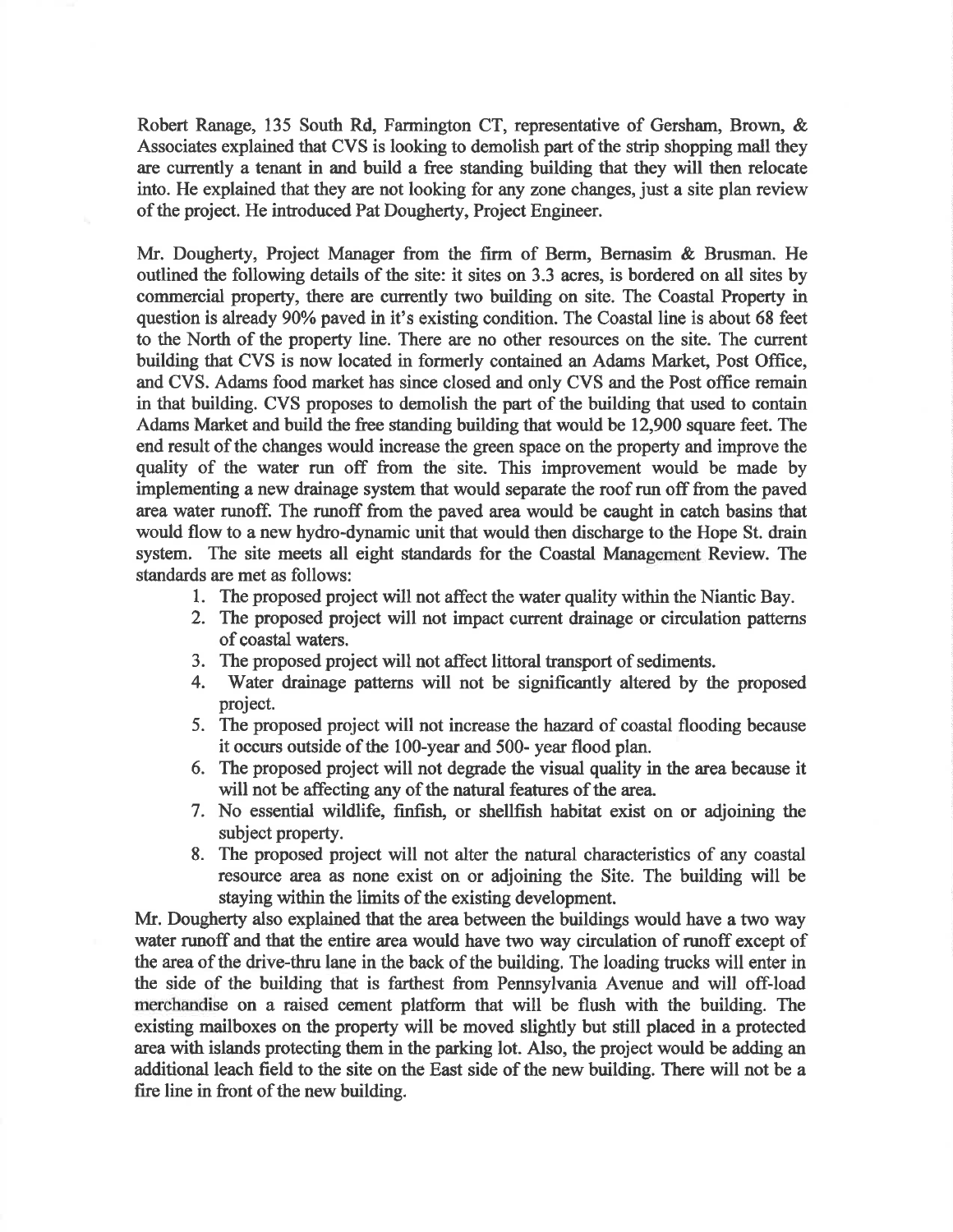Robert Ranage, 135 South Rd, Farmington CT, representative of Gersham, Brown, & Associates explained that CVS is looking to demolish part of the strip shopping mall they are currently a tenant in and build a free standing building that they will then relocate into. He explained that they are not looking for any zone changes, just a site plan review of the project. He introduced Pat Dougherty, Project Engineer.

Mr. Dougherty, Project Manager from the firm of Berm, Bernasim & Brusman. He outlined the following details of the site: it sites on 3.3 acres, is bordered on all sites by commercial property, there are currently two building on site. The Coastal Property in question is already 90% paved in it's existing condition. The Coastal line is about 68 feet to the North of the property line. There are no other resources on the site. The current building that CVS is now located in formerly contained an Adams Market, Post Office, and CVS. Adams food market has since closed and only CVS and the Post office remain in that building. CVS proposes to demolish the part of the building that used to contain Adams Market and build the free standing building that would be 12,900 square feet. The end result of the changes would increase the green space on the property and improve the quality of the water run off from the site. This improvement would be made by implementing a new drainage system that would separate the roof run off from the paved area water runoff. The runoff from the paved area would be caught in catch basins that would flow to a new hydro-dynamic unit that would then discharge to the Hope St. drain system. The site meets all eight standards for the Coastal Management Review. The standards are met as follows:

1. The proposed project will not affect the water quality within the Niantic Bay.
2. The proposed project will not impact current drainage or circulation patterns of coastal waters.
3. The proposed project will not affect littoral transport of sediments.
4. Water drainage patterns will not be significantly altered by the proposed project.
5. The proposed project will not increase the hazard of coastal flooding because it occurs outside of the 100-year and 500- year flood plan.
6. The proposed project will not degrade the visual quality in the area because it will not be affecting any of the natural features of the area.
7. No essential wildlife, finfish, or shellfish habitat exist on or adjoining the subject property.
8. The proposed project will not alter the natural characteristics of any coastal resource area as none exist on or adjoining the Site. The building will be staying within the limits of the existing development.

Mr. Dougherty also explained that the area between the buildings would have a two way water runoff and that the entire area would have two way circulation of runoff except of the area of the drive-thru lane in the back of the building. The loading trucks will enter in the side of the building that is farthest from Pennsylvania Avenue and will off-load merchandise on a raised cement platform that will be flush with the building. The existing mailboxes on the property will be moved slightly but still placed in a protected area with islands protecting them in the parking lot. Also, the project would be adding an additional leach field to the site on the East side of the new building. There will not be a fire line in front of the new building.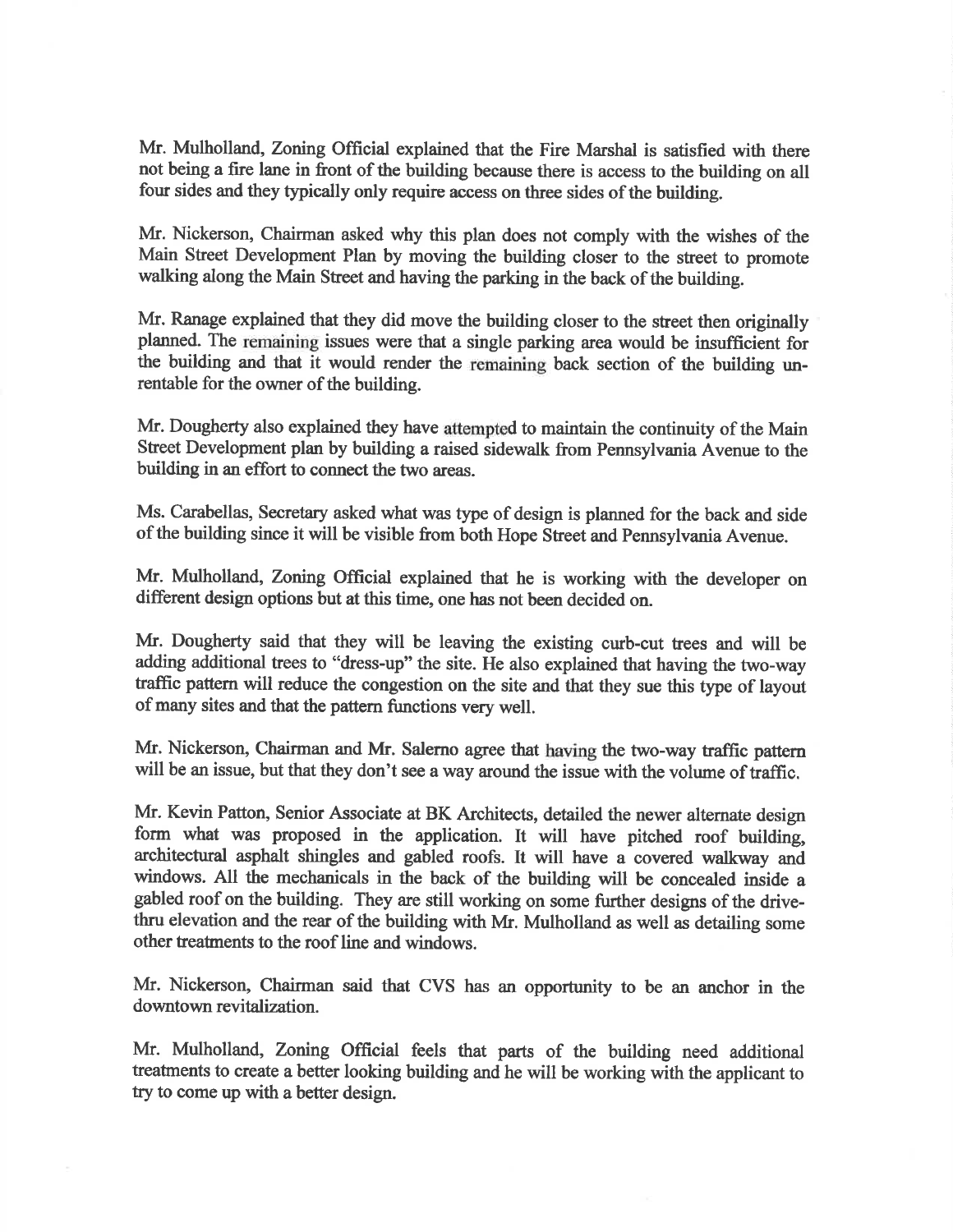Mr. Mulholland, Zoning Official explained that the Fire Marshal is satisfied with there not being a fire lane in front of the building because there is access to the building on all four sides and they typically only require access on three sides of the building.

Mr. Nickerson, Chairman asked why this plan does not comply with the wishes of the Main Street Development Plan by moving the building closer to the street to promote walking along the Main Street and having the parking in the back of the building.

Mr. Ranage explained that they did move the building closer to the street then originally planned. The remaining issues were that a single parking area would be insufficient for the building and that it would render the remaining back section of the building un-rentable for the owner of the building.

Mr. Dougherty also explained they have attempted to maintain the continuity of the Main Street Development plan by building a raised sidewalk from Pennsylvania Avenue to the building in an effort to connect the two areas.

Ms. Carabellas, Secretary asked what was type of design is planned for the back and side of the building since it will be visible from both Hope Street and Pennsylvania Avenue.

Mr. Mulholland, Zoning Official explained that he is working with the developer on different design options but at this time, one has not been decided on.

Mr. Dougherty said that they will be leaving the existing curb-cut trees and will be adding additional trees to "dress-up" the site. He also explained that having the two-way traffic pattern will reduce the congestion on the site and that they sue this type of layout of many sites and that the pattern functions very well.

Mr. Nickerson, Chairman and Mr. Salerno agree that having the two-way traffic pattern will be an issue, but that they don't see a way around the issue with the volume of traffic.

Mr. Kevin Patton, Senior Associate at BK Architects, detailed the newer alternate design form what was proposed in the application. It will have pitched roof building, architectural asphalt shingles and gabled roofs. It will have a covered walkway and windows. All the mechanicals in the back of the building will be concealed inside a gabled roof on the building. They are still working on some further designs of the drive-thru elevation and the rear of the building with Mr. Mulholland as well as detailing some other treatments to the roof line and windows.

Mr. Nickerson, Chairman said that CVS has an opportunity to be an anchor in the downtown revitalization.

Mr. Mulholland, Zoning Official feels that parts of the building need additional treatments to create a better looking building and he will be working with the applicant to try to come up with a better design.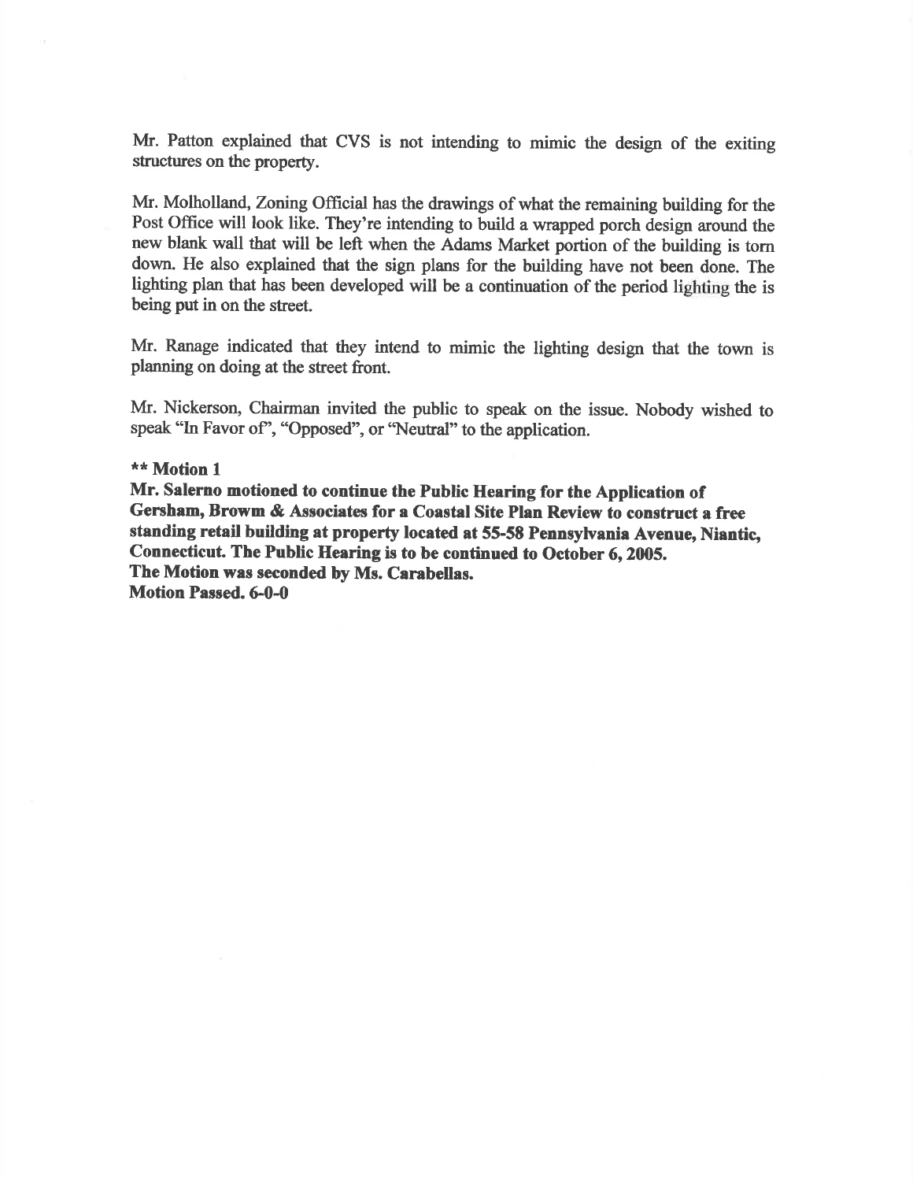Mr. Patton explained that CVS is not intending to mimic the design of the exiting structures on the property.

Mr. Molholland, Zoning Official has the drawings of what the remaining building for the Post Office will look like. They're intending to build a wrapped porch design around the new blank wall that will be left when the Adams Market portion of the building is torn down. He also explained that the sign plans for the building have not been done. The lighting plan that has been developed will be a continuation of the period lighting the is being put in on the street.

Mr. Ranage indicated that they intend to mimic the lighting design that the town is planning on doing at the street front.

Mr. Nickerson, Chairman invited the public to speak on the issue. Nobody wished to speak "In Favor of", "Opposed", or "Neutral" to the application.

**** Motion 1**
**Mr. Salerno motioned to continue the Public Hearing for the Application of Gersham, Browm & Associates for a Coastal Site Plan Review to construct a free standing retail building at property located at 55-58 Pennsylvania Avenue, Niantic, Connecticut. The Public Hearing is to be continued to October 6, 2005.**
**The Motion was seconded by Ms. Carabellas.**
**Motion Passed. 6-0-0**